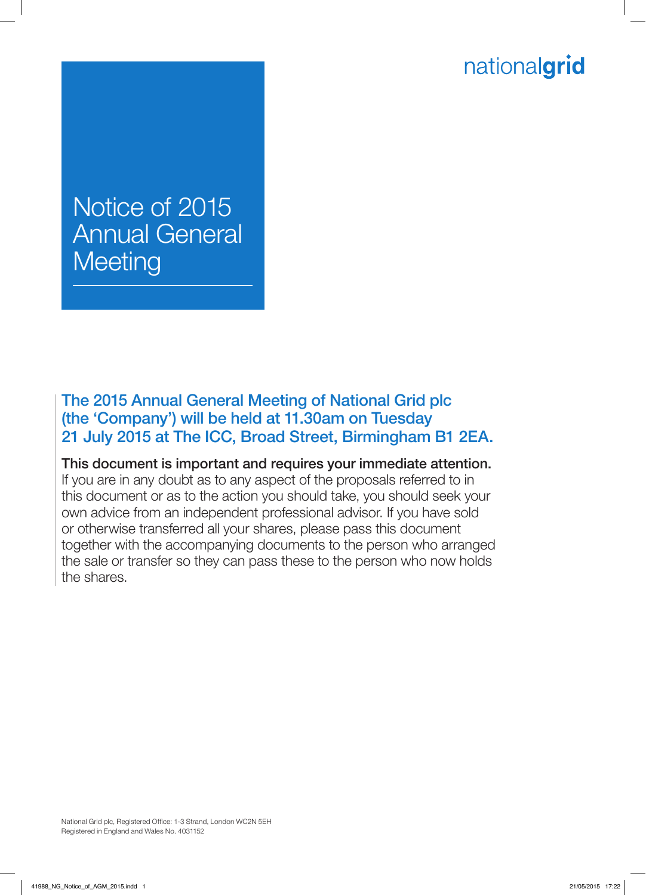nationalgrid

# Notice of 2015 Annual General Meeting

**The 2015 Annual General Meeting of National Grid plc (the 'Company') will be held at 11.30am on Tuesday 21 July 2015 at The ICC, Broad Street, Birmingham B1 2EA.**

**This document is important and requires your immediate attention.** If you are in any doubt as to any aspect of the proposals referred to in this document or as to the action you should take, you should seek your own advice from an independent professional advisor. If you have sold or otherwise transferred all your shares, please pass this document together with the accompanying documents to the person who arranged the sale or transfer so they can pass these to the person who now holds the shares.

National Grid plc, Registered Office: 1-3 Strand, London WC2N 5EH
Registered in England and Wales No. 4031152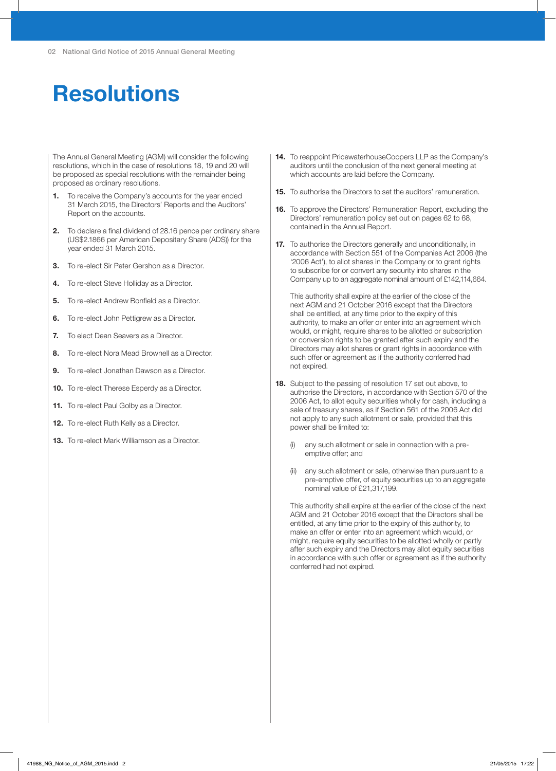# Resolutions

The Annual General Meeting (AGM) will consider the following resolutions, which in the case of resolutions 18, 19 and 20 will be proposed as special resolutions with the remainder being proposed as ordinary resolutions.

1. To receive the Company's accounts for the year ended 31 March 2015, the Directors' Reports and the Auditors' Report on the accounts.

2. To declare a final dividend of 28.16 pence per ordinary share (US$2.1866 per American Depositary Share (ADS)) for the year ended 31 March 2015.

3. To re-elect Sir Peter Gershon as a Director.

4. To re-elect Steve Holliday as a Director.

5. To re-elect Andrew Bonfield as a Director.

6. To re-elect John Pettigrew as a Director.

7. To elect Dean Seavers as a Director.

8. To re-elect Nora Mead Brownell as a Director.

9. To re-elect Jonathan Dawson as a Director.

10. To re-elect Therese Esperdy as a Director.

11. To re-elect Paul Golby as a Director.

12. To re-elect Ruth Kelly as a Director.

13. To re-elect Mark Williamson as a Director.

14. To reappoint PricewaterhouseCoopers LLP as the Company's auditors until the conclusion of the next general meeting at which accounts are laid before the Company.

15. To authorise the Directors to set the auditors' remuneration.

16. To approve the Directors' Remuneration Report, excluding the Directors' remuneration policy set out on pages 62 to 68, contained in the Annual Report.

17. To authorise the Directors generally and unconditionally, in accordance with Section 551 of the Companies Act 2006 (the '2006 Act'), to allot shares in the Company or to grant rights to subscribe for or convert any security into shares in the Company up to an aggregate nominal amount of £142,114,664.

    This authority shall expire at the earlier of the close of the next AGM and 21 October 2016 except that the Directors shall be entitled, at any time prior to the expiry of this authority, to make an offer or enter into an agreement which would, or might, require shares to be allotted or subscription or conversion rights to be granted after such expiry and the Directors may allot shares or grant rights in accordance with such offer or agreement as if the authority conferred had not expired.

18. Subject to the passing of resolution 17 set out above, to authorise the Directors, in accordance with Section 570 of the 2006 Act, to allot equity securities wholly for cash, including a sale of treasury shares, as if Section 561 of the 2006 Act did not apply to any such allotment or sale, provided that this power shall be limited to:

    (i) any such allotment or sale in connection with a pre-emptive offer; and

    (ii) any such allotment or sale, otherwise than pursuant to a pre-emptive offer, of equity securities up to an aggregate nominal value of £21,317,199.

    This authority shall expire at the earlier of the close of the next AGM and 21 October 2016 except that the Directors shall be entitled, at any time prior to the expiry of this authority, to make an offer or enter into an agreement which would, or might, require equity securities to be allotted wholly or partly after such expiry and the Directors may allot equity securities in accordance with such offer or agreement as if the authority conferred had not expired.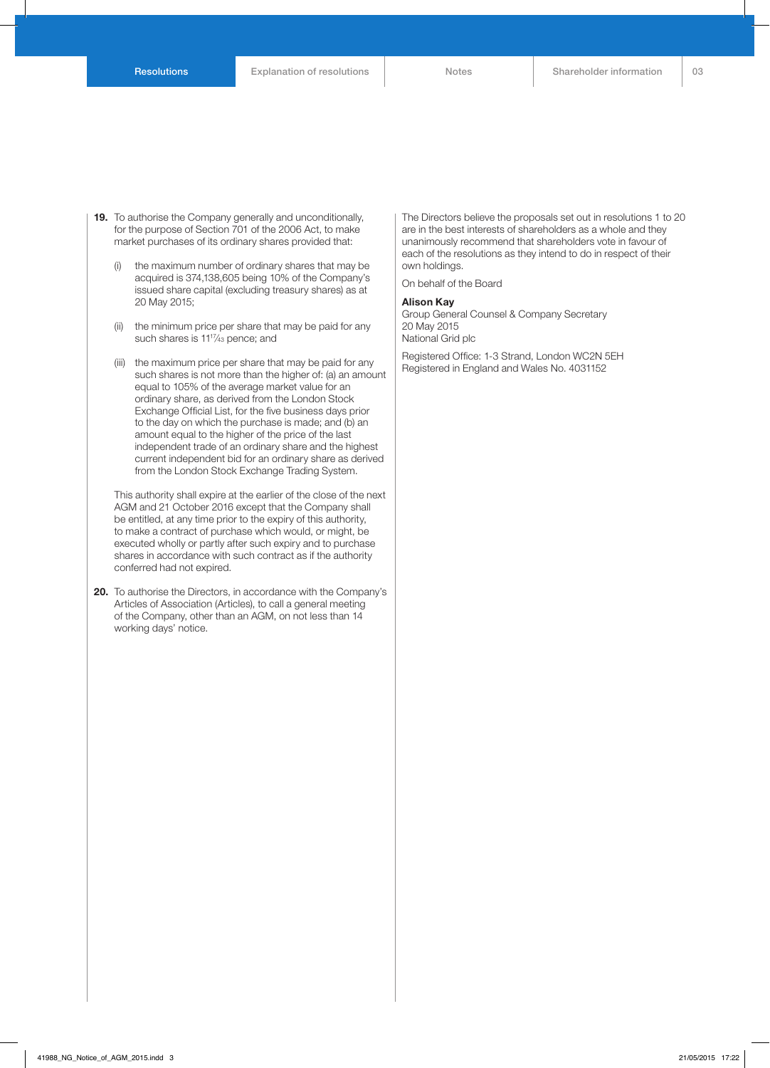19. To authorise the Company generally and unconditionally, for the purpose of Section 701 of the 2006 Act, to make market purchases of its ordinary shares provided that:

    (i) the maximum number of ordinary shares that may be acquired is 374,138,605 being 10% of the Company's issued share capital (excluding treasury shares) as at 20 May 2015;

    (ii) the minimum price per share that may be paid for any such shares is $11\frac{17}{43}$ pence; and

    (iii) the maximum price per share that may be paid for any such shares is not more than the higher of: (a) an amount equal to 105% of the average market value for an ordinary share, as derived from the London Stock Exchange Official List, for the five business days prior to the day on which the purchase is made; and (b) an amount equal to the higher of the price of the last independent trade of an ordinary share and the highest current independent bid for an ordinary share as derived from the London Stock Exchange Trading System.

    This authority shall expire at the earlier of the close of the next AGM and 21 October 2016 except that the Company shall be entitled, at any time prior to the expiry of this authority, to make a contract of purchase which would, or might, be executed wholly or partly after such expiry and to purchase shares in accordance with such contract as if the authority conferred had not expired.

20. To authorise the Directors, in accordance with the Company's Articles of Association (Articles), to call a general meeting of the Company, other than an AGM, on not less than 14 working days' notice.

The Directors believe the proposals set out in resolutions 1 to 20 are in the best interests of shareholders as a whole and they unanimously recommend that shareholders vote in favour of each of the resolutions as they intend to do in respect of their own holdings.

On behalf of the Board

**Alison Kay**
Group General Counsel & Company Secretary
20 May 2015
National Grid plc

Registered Office: 1-3 Strand, London WC2N 5EH
Registered in England and Wales No. 4031152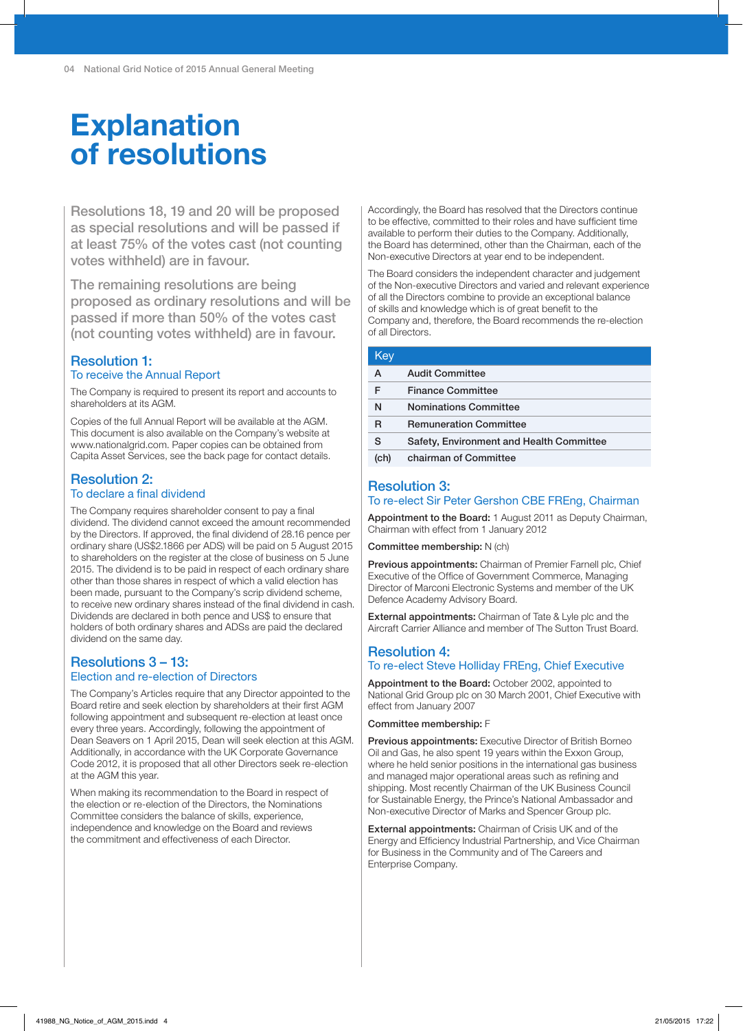# Explanation of resolutions

Resolutions 18, 19 and 20 will be proposed as special resolutions and will be passed if at least 75% of the votes cast (not counting votes withheld) are in favour.

The remaining resolutions are being proposed as ordinary resolutions and will be passed if more than 50% of the votes cast (not counting votes withheld) are in favour.

## Resolution 1:
### To receive the Annual Report

The Company is required to present its report and accounts to shareholders at its AGM.

Copies of the full Annual Report will be available at the AGM. This document is also available on the Company's website at www.nationalgrid.com. Paper copies can be obtained from Capita Asset Services, see the back page for contact details.

## Resolution 2:
### To declare a final dividend

The Company requires shareholder consent to pay a final dividend. The dividend cannot exceed the amount recommended by the Directors. If approved, the final dividend of 28.16 pence per ordinary share (US$2.1866 per ADS) will be paid on 5 August 2015 to shareholders on the register at the close of business on 5 June 2015. The dividend is to be paid in respect of each ordinary share other than those shares in respect of which a valid election has been made, pursuant to the Company's scrip dividend scheme, to receive new ordinary shares instead of the final dividend in cash. Dividends are declared in both pence and US$ to ensure that holders of both ordinary shares and ADSs are paid the declared dividend on the same day.

## Resolutions 3 – 13:
### Election and re-election of Directors

The Company's Articles require that any Director appointed to the Board retire and seek election by shareholders at their first AGM following appointment and subsequent re-election at least once every three years. Accordingly, following the appointment of Dean Seavers on 1 April 2015, Dean will seek election at this AGM. Additionally, in accordance with the UK Corporate Governance Code 2012, it is proposed that all other Directors seek re-election at the AGM this year.

When making its recommendation to the Board in respect of the election or re-election of the Directors, the Nominations Committee considers the balance of skills, experience, independence and knowledge on the Board and reviews the commitment and effectiveness of each Director.

Accordingly, the Board has resolved that the Directors continue to be effective, committed to their roles and have sufficient time available to perform their duties to the Company. Additionally, the Board has determined, other than the Chairman, each of the Non-executive Directors at year end to be independent.

The Board considers the independent character and judgement of the Non-executive Directors and varied and relevant experience of all the Directors combine to provide an exceptional balance of skills and knowledge which is of great benefit to the Company and, therefore, the Board recommends the re-election of all Directors.

| Key | |
|---|---|
| A | Audit Committee |
| F | Finance Committee |
| N | Nominations Committee |
| R | Remuneration Committee |
| S | Safety, Environment and Health Committee |
| (ch) | chairman of Committee |

## Resolution 3:
### To re-elect Sir Peter Gershon CBE FREng, Chairman

**Appointment to the Board:** 1 August 2011 as Deputy Chairman, Chairman with effect from 1 January 2012

**Committee membership:** N (ch)

**Previous appointments:** Chairman of Premier Farnell plc, Chief Executive of the Office of Government Commerce, Managing Director of Marconi Electronic Systems and member of the UK Defence Academy Advisory Board.

**External appointments:** Chairman of Tate & Lyle plc and the Aircraft Carrier Alliance and member of The Sutton Trust Board.

## Resolution 4:
### To re-elect Steve Holliday FREng, Chief Executive

**Appointment to the Board:** October 2002, appointed to National Grid Group plc on 30 March 2001, Chief Executive with effect from January 2007

**Committee membership:** F

**Previous appointments:** Executive Director of British Borneo Oil and Gas, he also spent 19 years within the Exxon Group, where he held senior positions in the international gas business and managed major operational areas such as refining and shipping. Most recently Chairman of the UK Business Council for Sustainable Energy, the Prince's National Ambassador and Non-executive Director of Marks and Spencer Group plc.

**External appointments:** Chairman of Crisis UK and of the Energy and Efficiency Industrial Partnership, and Vice Chairman for Business in the Community and of The Careers and Enterprise Company.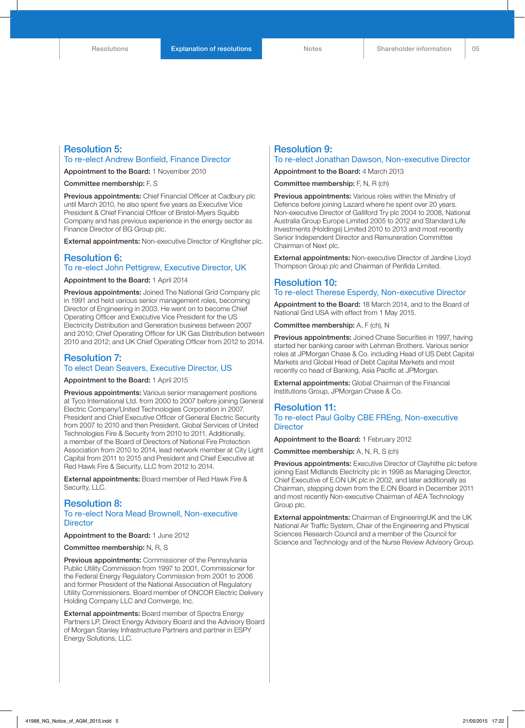## Resolution 5:
### To re-elect Andrew Bonfield, Finance Director

**Appointment to the Board:** 1 November 2010

**Committee membership:** F, S

**Previous appointments:** Chief Financial Officer at Cadbury plc until March 2010, he also spent five years as Executive Vice President & Chief Financial Officer of Bristol-Myers Squibb Company and has previous experience in the energy sector as Finance Director of BG Group plc.

**External appointments:** Non-executive Director of Kingfisher plc.

## Resolution 6:
### To re-elect John Pettigrew, Executive Director, UK

**Appointment to the Board:** 1 April 2014

**Previous appointments:** Joined The National Grid Company plc in 1991 and held various senior management roles, becoming Director of Engineering in 2003. He went on to become Chief Operating Officer and Executive Vice President for the US Electricity Distribution and Generation business between 2007 and 2010; Chief Operating Officer for UK Gas Distribution between 2010 and 2012; and UK Chief Operating Officer from 2012 to 2014.

## Resolution 7:
### To elect Dean Seavers, Executive Director, US

**Appointment to the Board:** 1 April 2015

**Previous appointments:** Various senior management positions at Tyco International Ltd. from 2000 to 2007 before joining General Electric Company/United Technologies Corporation in 2007. President and Chief Executive Officer of General Electric Security from 2007 to 2010 and then President, Global Services of United Technologies Fire & Security from 2010 to 2011. Additionally, a member of the Board of Directors of National Fire Protection Association from 2010 to 2014, lead network member at City Light Capital from 2011 to 2015 and President and Chief Executive at Red Hawk Fire & Security, LLC from 2012 to 2014.

**External appointments:** Board member of Red Hawk Fire & Security, LLC.

## Resolution 8:
### To re-elect Nora Mead Brownell, Non-executive Director

**Appointment to the Board:** 1 June 2012

**Committee membership:** N, R, S

**Previous appointments:** Commissioner of the Pennsylvania Public Utility Commission from 1997 to 2001, Commissioner for the Federal Energy Regulatory Commission from 2001 to 2006 and former President of the National Association of Regulatory Utility Commissioners. Board member of ONCOR Electric Delivery Holding Company LLC and Comverge, Inc.

**External appointments:** Board member of Spectra Energy Partners LP, Direct Energy Advisory Board and the Advisory Board of Morgan Stanley Infrastructure Partners and partner in ESPY Energy Solutions, LLC.

## Resolution 9:
### To re-elect Jonathan Dawson, Non-executive Director

**Appointment to the Board:** 4 March 2013

**Committee membership:** F, N, R (ch)

**Previous appointments:** Various roles within the Ministry of Defence before joining Lazard where he spent over 20 years. Non-executive Director of Galliford Try plc 2004 to 2008, National Australia Group Europe Limited 2005 to 2012 and Standard Life Investments (Holdings) Limited 2010 to 2013 and most recently Senior Independent Director and Remuneration Committee Chairman of Next plc.

**External appointments:** Non-executive Director of Jardine Lloyd Thompson Group plc and Chairman of Penfida Limited.

## Resolution 10:
### To re-elect Therese Esperdy, Non-executive Director

**Appointment to the Board:** 18 March 2014, and to the Board of National Grid USA with effect from 1 May 2015.

**Committee membership:** A, F (ch), N

**Previous appointments:** Joined Chase Securities in 1997, having started her banking career with Lehman Brothers. Various senior roles at JPMorgan Chase & Co. including Head of US Debt Capital Markets and Global Head of Debt Capital Markets and most recently co head of Banking, Asia Pacific at JPMorgan.

**External appointments:** Global Chairman of the Financial Institutions Group, JPMorgan Chase & Co.

## Resolution 11:
### To re-elect Paul Golby CBE FREng, Non-executive Director

**Appointment to the Board:** 1 February 2012

**Committee membership:** A, N, R, S (ch)

**Previous appointments:** Executive Director of Clayhithe plc before joining East Midlands Electricity plc in 1998 as Managing Director, Chief Executive of E.ON UK plc in 2002, and later additionally as Chairman, stepping down from the E.ON Board in December 2011 and most recently Non-executive Chairman of AEA Technology Group plc.

**External appointments:** Chairman of EngineeringUK and the UK National Air Traffic System, Chair of the Engineering and Physical Sciences Research Council and a member of the Council for Science and Technology and of the Nurse Review Advisory Group.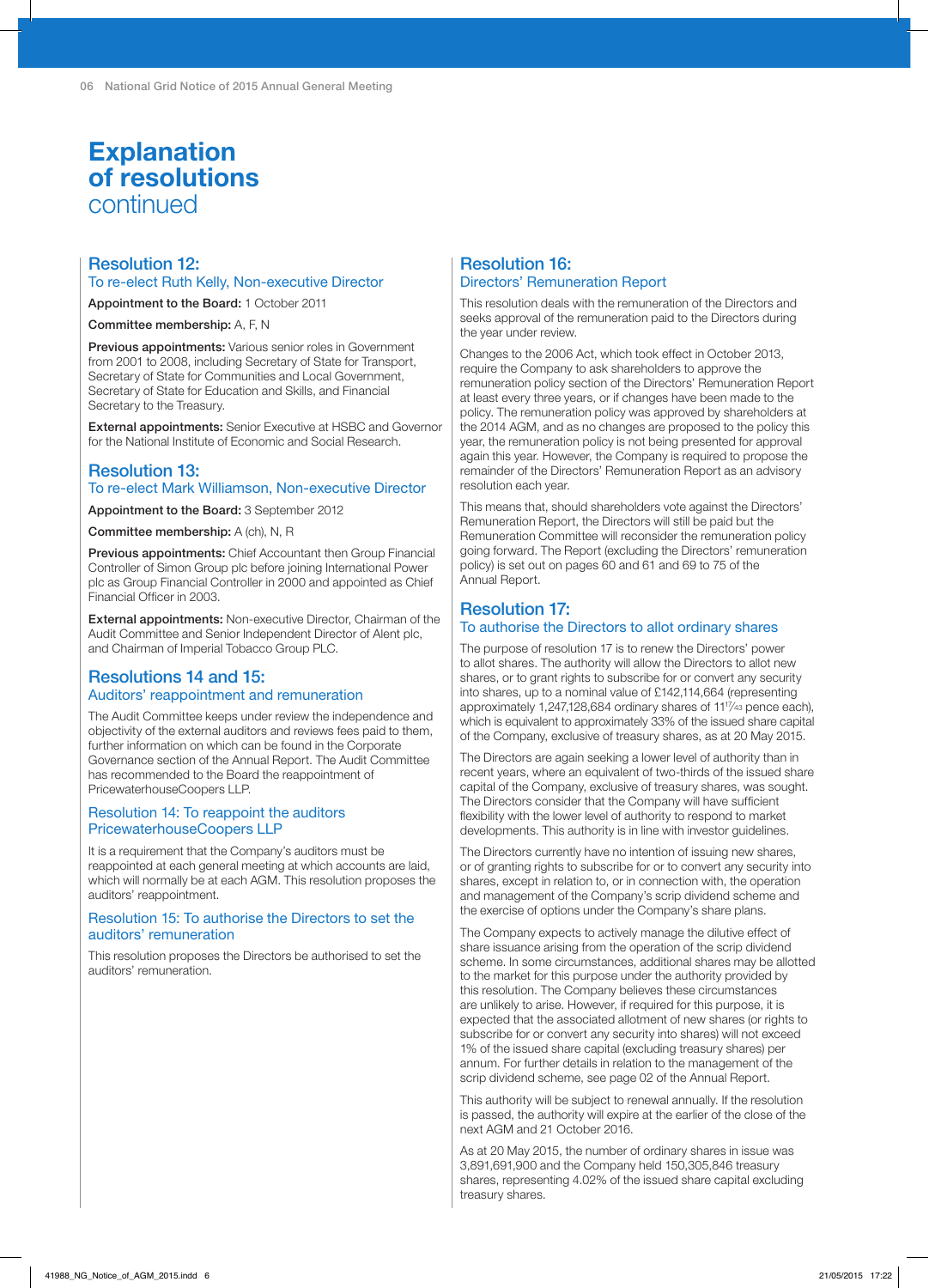# Explanation of resolutions continued

## Resolution 12:
### To re-elect Ruth Kelly, Non-executive Director

**Appointment to the Board:** 1 October 2011

**Committee membership:** A, F, N

**Previous appointments:** Various senior roles in Government from 2001 to 2008, including Secretary of State for Transport, Secretary of State for Communities and Local Government, Secretary of State for Education and Skills, and Financial Secretary to the Treasury.

**External appointments:** Senior Executive at HSBC and Governor for the National Institute of Economic and Social Research.

## Resolution 13:
### To re-elect Mark Williamson, Non-executive Director

**Appointment to the Board:** 3 September 2012

**Committee membership:** A (ch), N, R

**Previous appointments:** Chief Accountant then Group Financial Controller of Simon Group plc before joining International Power plc as Group Financial Controller in 2000 and appointed as Chief Financial Officer in 2003.

**External appointments:** Non-executive Director, Chairman of the Audit Committee and Senior Independent Director of Alent plc, and Chairman of Imperial Tobacco Group PLC.

## Resolutions 14 and 15:
### Auditors' reappointment and remuneration

The Audit Committee keeps under review the independence and objectivity of the external auditors and reviews fees paid to them, further information on which can be found in the Corporate Governance section of the Annual Report. The Audit Committee has recommended to the Board the reappointment of PricewaterhouseCoopers LLP.

### Resolution 14: To reappoint the auditors PricewaterhouseCoopers LLP

It is a requirement that the Company's auditors must be reappointed at each general meeting at which accounts are laid, which will normally be at each AGM. This resolution proposes the auditors' reappointment.

### Resolution 15: To authorise the Directors to set the auditors' remuneration

This resolution proposes the Directors be authorised to set the auditors' remuneration.

## Resolution 16:
### Directors' Remuneration Report

This resolution deals with the remuneration of the Directors and seeks approval of the remuneration paid to the Directors during the year under review.

Changes to the 2006 Act, which took effect in October 2013, require the Company to ask shareholders to approve the remuneration policy section of the Directors' Remuneration Report at least every three years, or if changes have been made to the policy. The remuneration policy was approved by shareholders at the 2014 AGM, and as no changes are proposed to the policy this year, the remuneration policy is not being presented for approval again this year. However, the Company is required to propose the remainder of the Directors' Remuneration Report as an advisory resolution each year.

This means that, should shareholders vote against the Directors' Remuneration Report, the Directors will still be paid but the Remuneration Committee will reconsider the remuneration policy going forward. The Report (excluding the Directors' remuneration policy) is set out on pages 60 and 61 and 69 to 75 of the Annual Report.

## Resolution 17:
### To authorise the Directors to allot ordinary shares

The purpose of resolution 17 is to renew the Directors' power to allot shares. The authority will allow the Directors to allot new shares, or to grant rights to subscribe for or convert any security into shares, up to a nominal value of £142,114,664 (representing approximately 1,247,128,684 ordinary shares of 11 17/43 pence each), which is equivalent to approximately 33% of the issued share capital of the Company, exclusive of treasury shares, as at 20 May 2015.

The Directors are again seeking a lower level of authority than in recent years, where an equivalent of two-thirds of the issued share capital of the Company, exclusive of treasury shares, was sought. The Directors consider that the Company will have sufficient flexibility with the lower level of authority to respond to market developments. This authority is in line with investor guidelines.

The Directors currently have no intention of issuing new shares, or of granting rights to subscribe for or to convert any security into shares, except in relation to, or in connection with, the operation and management of the Company's scrip dividend scheme and the exercise of options under the Company's share plans.

The Company expects to actively manage the dilutive effect of share issuance arising from the operation of the scrip dividend scheme. In some circumstances, additional shares may be allotted to the market for this purpose under the authority provided by this resolution. The Company believes these circumstances are unlikely to arise. However, if required for this purpose, it is expected that the associated allotment of new shares (or rights to subscribe for or convert any security into shares) will not exceed 1% of the issued share capital (excluding treasury shares) per annum. For further details in relation to the management of the scrip dividend scheme, see page 02 of the Annual Report.

This authority will be subject to renewal annually. If the resolution is passed, the authority will expire at the earlier of the close of the next AGM and 21 October 2016.

As at 20 May 2015, the number of ordinary shares in issue was 3,891,691,900 and the Company held 150,305,846 treasury shares, representing 4.02% of the issued share capital excluding treasury shares.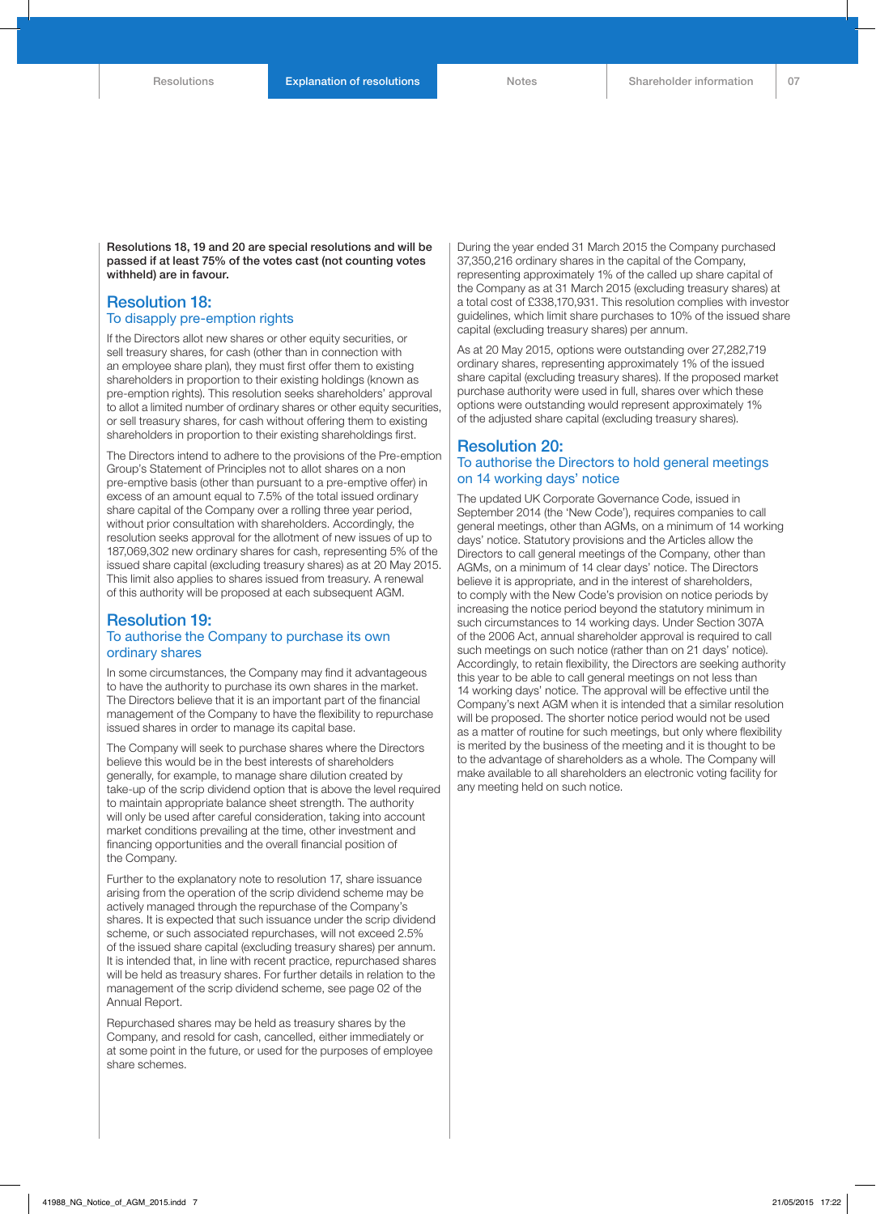**Resolutions 18, 19 and 20 are special resolutions and will be passed if at least 75% of the votes cast (not counting votes withheld) are in favour.**

## Resolution 18:
### To disapply pre-emption rights

If the Directors allot new shares or other equity securities, or sell treasury shares, for cash (other than in connection with an employee share plan), they must first offer them to existing shareholders in proportion to their existing holdings (known as pre-emption rights). This resolution seeks shareholders' approval to allot a limited number of ordinary shares or other equity securities, or sell treasury shares, for cash without offering them to existing shareholders in proportion to their existing shareholdings first.

The Directors intend to adhere to the provisions of the Pre-emption Group's Statement of Principles not to allot shares on a non pre-emptive basis (other than pursuant to a pre-emptive offer) in excess of an amount equal to 7.5% of the total issued ordinary share capital of the Company over a rolling three year period, without prior consultation with shareholders. Accordingly, the resolution seeks approval for the allotment of new issues of up to 187,069,302 new ordinary shares for cash, representing 5% of the issued share capital (excluding treasury shares) as at 20 May 2015. This limit also applies to shares issued from treasury. A renewal of this authority will be proposed at each subsequent AGM.

## Resolution 19:
### To authorise the Company to purchase its own ordinary shares

In some circumstances, the Company may find it advantageous to have the authority to purchase its own shares in the market. The Directors believe that it is an important part of the financial management of the Company to have the flexibility to repurchase issued shares in order to manage its capital base.

The Company will seek to purchase shares where the Directors believe this would be in the best interests of shareholders generally, for example, to manage share dilution created by take-up of the scrip dividend option that is above the level required to maintain appropriate balance sheet strength. The authority will only be used after careful consideration, taking into account market conditions prevailing at the time, other investment and financing opportunities and the overall financial position of the Company.

Further to the explanatory note to resolution 17, share issuance arising from the operation of the scrip dividend scheme may be actively managed through the repurchase of the Company's shares. It is expected that such issuance under the scrip dividend scheme, or such associated repurchases, will not exceed 2.5% of the issued share capital (excluding treasury shares) per annum. It is intended that, in line with recent practice, repurchased shares will be held as treasury shares. For further details in relation to the management of the scrip dividend scheme, see page 02 of the Annual Report.

Repurchased shares may be held as treasury shares by the Company, and resold for cash, cancelled, either immediately or at some point in the future, or used for the purposes of employee share schemes.

During the year ended 31 March 2015 the Company purchased 37,350,216 ordinary shares in the capital of the Company, representing approximately 1% of the called up share capital of the Company as at 31 March 2015 (excluding treasury shares) at a total cost of £338,170,931. This resolution complies with investor guidelines, which limit share purchases to 10% of the issued share capital (excluding treasury shares) per annum.

As at 20 May 2015, options were outstanding over 27,282,719 ordinary shares, representing approximately 1% of the issued share capital (excluding treasury shares). If the proposed market purchase authority were used in full, shares over which these options were outstanding would represent approximately 1% of the adjusted share capital (excluding treasury shares).

## Resolution 20:
### To authorise the Directors to hold general meetings on 14 working days' notice

The updated UK Corporate Governance Code, issued in September 2014 (the 'New Code'), requires companies to call general meetings, other than AGMs, on a minimum of 14 working days' notice. Statutory provisions and the Articles allow the Directors to call general meetings of the Company, other than AGMs, on a minimum of 14 clear days' notice. The Directors believe it is appropriate, and in the interest of shareholders, to comply with the New Code's provision on notice periods by increasing the notice period beyond the statutory minimum in such circumstances to 14 working days. Under Section 307A of the 2006 Act, annual shareholder approval is required to call such meetings on such notice (rather than on 21 days' notice). Accordingly, to retain flexibility, the Directors are seeking authority this year to be able to call general meetings on not less than 14 working days' notice. The approval will be effective until the Company's next AGM when it is intended that a similar resolution will be proposed. The shorter notice period would not be used as a matter of routine for such meetings, but only where flexibility is merited by the business of the meeting and it is thought to be to the advantage of shareholders as a whole. The Company will make available to all shareholders an electronic voting facility for any meeting held on such notice.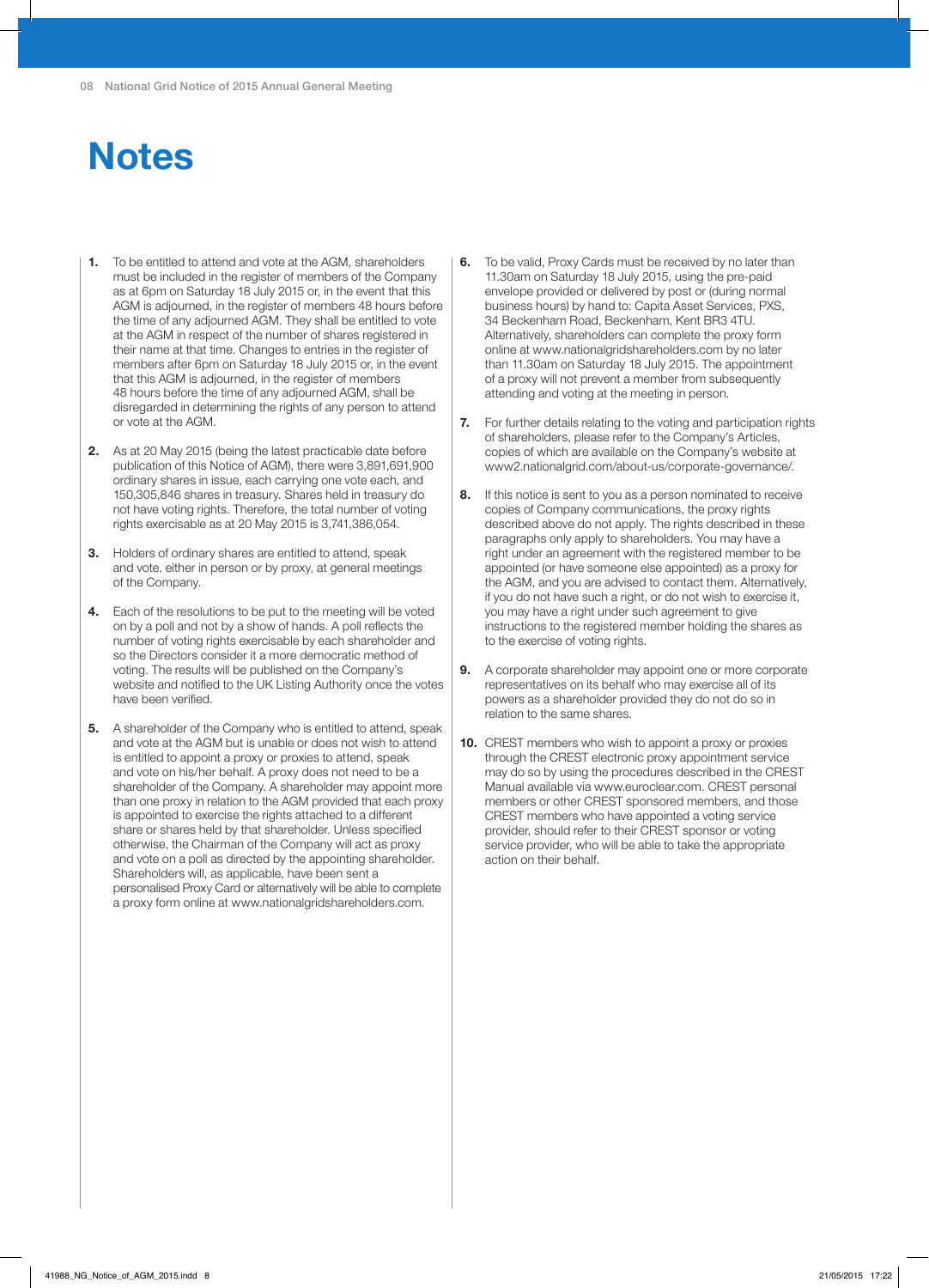# Notes

1. To be entitled to attend and vote at the AGM, shareholders must be included in the register of members of the Company as at 6pm on Saturday 18 July 2015 or, in the event that this AGM is adjourned, in the register of members 48 hours before the time of any adjourned AGM. They shall be entitled to vote at the AGM in respect of the number of shares registered in their name at that time. Changes to entries in the register of members after 6pm on Saturday 18 July 2015 or, in the event that this AGM is adjourned, in the register of members 48 hours before the time of any adjourned AGM, shall be disregarded in determining the rights of any person to attend or vote at the AGM.

2. As at 20 May 2015 (being the latest practicable date before publication of this Notice of AGM), there were 3,891,691,900 ordinary shares in issue, each carrying one vote each, and 150,305,846 shares in treasury. Shares held in treasury do not have voting rights. Therefore, the total number of voting rights exercisable as at 20 May 2015 is 3,741,386,054.

3. Holders of ordinary shares are entitled to attend, speak and vote, either in person or by proxy, at general meetings of the Company.

4. Each of the resolutions to be put to the meeting will be voted on by a poll and not by a show of hands. A poll reflects the number of voting rights exercisable by each shareholder and so the Directors consider it a more democratic method of voting. The results will be published on the Company's website and notified to the UK Listing Authority once the votes have been verified.

5. A shareholder of the Company who is entitled to attend, speak and vote at the AGM but is unable or does not wish to attend is entitled to appoint a proxy or proxies to attend, speak and vote on his/her behalf. A proxy does not need to be a shareholder of the Company. A shareholder may appoint more than one proxy in relation to the AGM provided that each proxy is appointed to exercise the rights attached to a different share or shares held by that shareholder. Unless specified otherwise, the Chairman of the Company will act as proxy and vote on a poll as directed by the appointing shareholder. Shareholders will, as applicable, have been sent a personalised Proxy Card or alternatively will be able to complete a proxy form online at www.nationalgridshareholders.com.

6. To be valid, Proxy Cards must be received by no later than 11.30am on Saturday 18 July 2015, using the pre-paid envelope provided or delivered by post or (during normal business hours) by hand to: Capita Asset Services, PXS, 34 Beckenham Road, Beckenham, Kent BR3 4TU. Alternatively, shareholders can complete the proxy form online at www.nationalgridshareholders.com by no later than 11.30am on Saturday 18 July 2015. The appointment of a proxy will not prevent a member from subsequently attending and voting at the meeting in person.

7. For further details relating to the voting and participation rights of shareholders, please refer to the Company's Articles, copies of which are available on the Company's website at www2.nationalgrid.com/about-us/corporate-governance/.

8. If this notice is sent to you as a person nominated to receive copies of Company communications, the proxy rights described above do not apply. The rights described in these paragraphs only apply to shareholders. You may have a right under an agreement with the registered member to be appointed (or have someone else appointed) as a proxy for the AGM, and you are advised to contact them. Alternatively, if you do not have such a right, or do not wish to exercise it, you may have a right under such agreement to give instructions to the registered member holding the shares as to the exercise of voting rights.

9. A corporate shareholder may appoint one or more corporate representatives on its behalf who may exercise all of its powers as a shareholder provided they do not do so in relation to the same shares.

10. CREST members who wish to appoint a proxy or proxies through the CREST electronic proxy appointment service may do so by using the procedures described in the CREST Manual available via www.euroclear.com. CREST personal members or other CREST sponsored members, and those CREST members who have appointed a voting service provider, should refer to their CREST sponsor or voting service provider, who will be able to take the appropriate action on their behalf.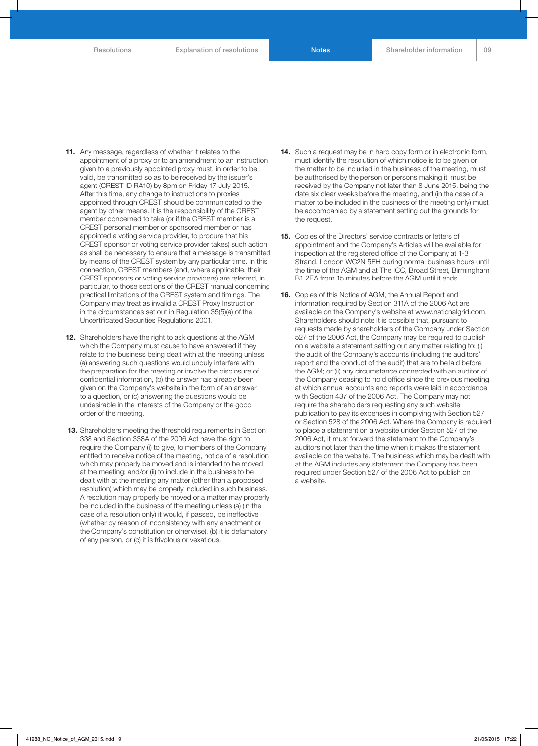11. Any message, regardless of whether it relates to the appointment of a proxy or to an amendment to an instruction given to a previously appointed proxy must, in order to be valid, be transmitted so as to be received by the issuer's agent (CREST ID RA10) by 8pm on Friday 17 July 2015. After this time, any change to instructions to proxies appointed through CREST should be communicated to the agent by other means. It is the responsibility of the CREST member concerned to take (or if the CREST member is a CREST personal member or sponsored member or has appointed a voting service provider, to procure that his CREST sponsor or voting service provider takes) such action as shall be necessary to ensure that a message is transmitted by means of the CREST system by any particular time. In this connection, CREST members (and, where applicable, their CREST sponsors or voting service providers) are referred, in particular, to those sections of the CREST manual concerning practical limitations of the CREST system and timings. The Company may treat as invalid a CREST Proxy Instruction in the circumstances set out in Regulation 35(5)(a) of the Uncertificated Securities Regulations 2001.

12. Shareholders have the right to ask questions at the AGM which the Company must cause to have answered if they relate to the business being dealt with at the meeting unless (a) answering such questions would unduly interfere with the preparation for the meeting or involve the disclosure of confidential information, (b) the answer has already been given on the Company's website in the form of an answer to a question, or (c) answering the questions would be undesirable in the interests of the Company or the good order of the meeting.

13. Shareholders meeting the threshold requirements in Section 338 and Section 338A of the 2006 Act have the right to require the Company (i) to give, to members of the Company entitled to receive notice of the meeting, notice of a resolution which may properly be moved and is intended to be moved at the meeting; and/or (ii) to include in the business to be dealt with at the meeting any matter (other than a proposed resolution) which may be properly included in such business. A resolution may properly be moved or a matter may properly be included in the business of the meeting unless (a) (in the case of a resolution only) it would, if passed, be ineffective (whether by reason of inconsistency with any enactment or the Company's constitution or otherwise), (b) it is defamatory of any person, or (c) it is frivolous or vexatious.

14. Such a request may be in hard copy form or in electronic form, must identify the resolution of which notice is to be given or the matter to be included in the business of the meeting, must be authorised by the person or persons making it, must be received by the Company not later than 8 June 2015, being the date six clear weeks before the meeting, and (in the case of a matter to be included in the business of the meeting only) must be accompanied by a statement setting out the grounds for the request.

15. Copies of the Directors' service contracts or letters of appointment and the Company's Articles will be available for inspection at the registered office of the Company at 1-3 Strand, London WC2N 5EH during normal business hours until the time of the AGM and at The ICC, Broad Street, Birmingham B1 2EA from 15 minutes before the AGM until it ends.

16. Copies of this Notice of AGM, the Annual Report and information required by Section 311A of the 2006 Act are available on the Company's website at www.nationalgrid.com. Shareholders should note it is possible that, pursuant to requests made by shareholders of the Company under Section 527 of the 2006 Act, the Company may be required to publish on a website a statement setting out any matter relating to: (i) the audit of the Company's accounts (including the auditors' report and the conduct of the audit) that are to be laid before the AGM; or (ii) any circumstance connected with an auditor of the Company ceasing to hold office since the previous meeting at which annual accounts and reports were laid in accordance with Section 437 of the 2006 Act. The Company may not require the shareholders requesting any such website publication to pay its expenses in complying with Section 527 or Section 528 of the 2006 Act. Where the Company is required to place a statement on a website under Section 527 of the 2006 Act, it must forward the statement to the Company's auditors not later than the time when it makes the statement available on the website. The business which may be dealt with at the AGM includes any statement the Company has been required under Section 527 of the 2006 Act to publish on a website.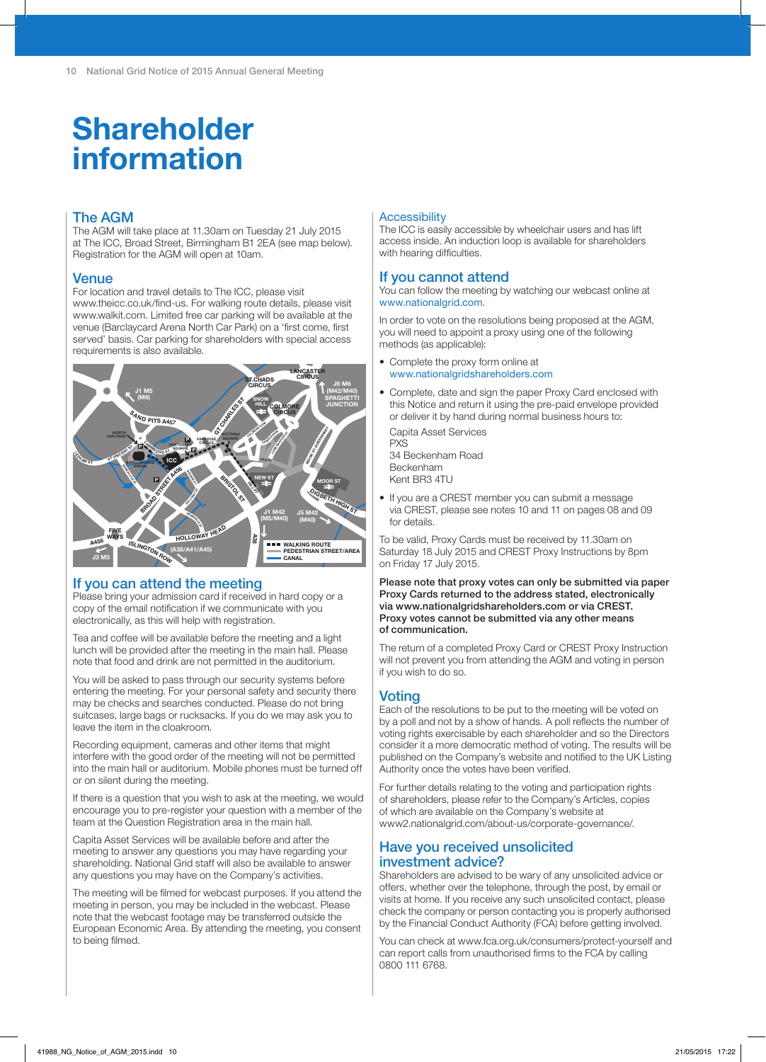# Shareholder information

## The AGM

The AGM will take place at 11.30am on Tuesday 21 July 2015 at The ICC, Broad Street, Birmingham B1 2EA (see map below). Registration for the AGM will open at 10am.

## Venue

For location and travel details to The ICC, please visit www.theicc.co.uk/find-us. For walking route details, please visit www.walkit.com. Limited free car parking will be available at the venue (Barclaycard Arena North Car Park) on a 'first come, first served' basis. Car parking for shareholders with special access requirements is also available.

## If you can attend the meeting

Please bring your admission card if received in hard copy or a copy of the email notification if we communicate with you electronically, as this will help with registration.

Tea and coffee will be available before the meeting and a light lunch will be provided after the meeting in the main hall. Please note that food and drink are not permitted in the auditorium.

You will be asked to pass through our security systems before entering the meeting. For your personal safety and security there may be checks and searches conducted. Please do not bring suitcases, large bags or rucksacks. If you do we may ask you to leave the item in the cloakroom.

Recording equipment, cameras and other items that might interfere with the good order of the meeting will not be permitted into the main hall or auditorium. Mobile phones must be turned off or on silent during the meeting.

If there is a question that you wish to ask at the meeting, we would encourage you to pre-register your question with a member of the team at the Question Registration area in the main hall.

Capita Asset Services will be available before and after the meeting to answer any questions you may have regarding your shareholding. National Grid staff will also be available to answer any questions you may have on the Company's activities.

The meeting will be filmed for webcast purposes. If you attend the meeting in person, you may be included in the webcast. Please note that the webcast footage may be transferred outside the European Economic Area. By attending the meeting, you consent to being filmed.

## Accessibility

The ICC is easily accessible by wheelchair users and has lift access inside. An induction loop is available for shareholders with hearing difficulties.

## If you cannot attend

You can follow the meeting by watching our webcast online at www.nationalgrid.com.

In order to vote on the resolutions being proposed at the AGM, you will need to appoint a proxy using one of the following methods (as applicable):

- Complete the proxy form online at www.nationalgridshareholders.com
- Complete, date and sign the paper Proxy Card enclosed with this Notice and return it using the pre-paid envelope provided or deliver it by hand during normal business hours to:

  Capita Asset Services
  PXS
  34 Beckenham Road
  Beckenham
  Kent BR3 4TU

- If you are a CREST member you can submit a message via CREST, please see notes 10 and 11 on pages 08 and 09 for details.

To be valid, Proxy Cards must be received by 11.30am on Saturday 18 July 2015 and CREST Proxy Instructions by 8pm on Friday 17 July 2015.

**Please note that proxy votes can only be submitted via paper Proxy Cards returned to the address stated, electronically via www.nationalgridshareholders.com or via CREST. Proxy votes cannot be submitted via any other means of communication.**

The return of a completed Proxy Card or CREST Proxy Instruction will not prevent you from attending the AGM and voting in person if you wish to do so.

## Voting

Each of the resolutions to be put to the meeting will be voted on by a poll and not by a show of hands. A poll reflects the number of voting rights exercisable by each shareholder and so the Directors consider it a more democratic method of voting. The results will be published on the Company's website and notified to the UK Listing Authority once the votes have been verified.

For further details relating to the voting and participation rights of shareholders, please refer to the Company's Articles, copies of which are available on the Company's website at www2.nationalgrid.com/about-us/corporate-governance/.

## Have you received unsolicited investment advice?

Shareholders are advised to be wary of any unsolicited advice or offers, whether over the telephone, through the post, by email or visits at home. If you receive any such unsolicited contact, please check the company or person contacting you is properly authorised by the Financial Conduct Authority (FCA) before getting involved.

You can check at www.fca.org.uk/consumers/protect-yourself and can report calls from unauthorised firms to the FCA by calling 0800 111 6768.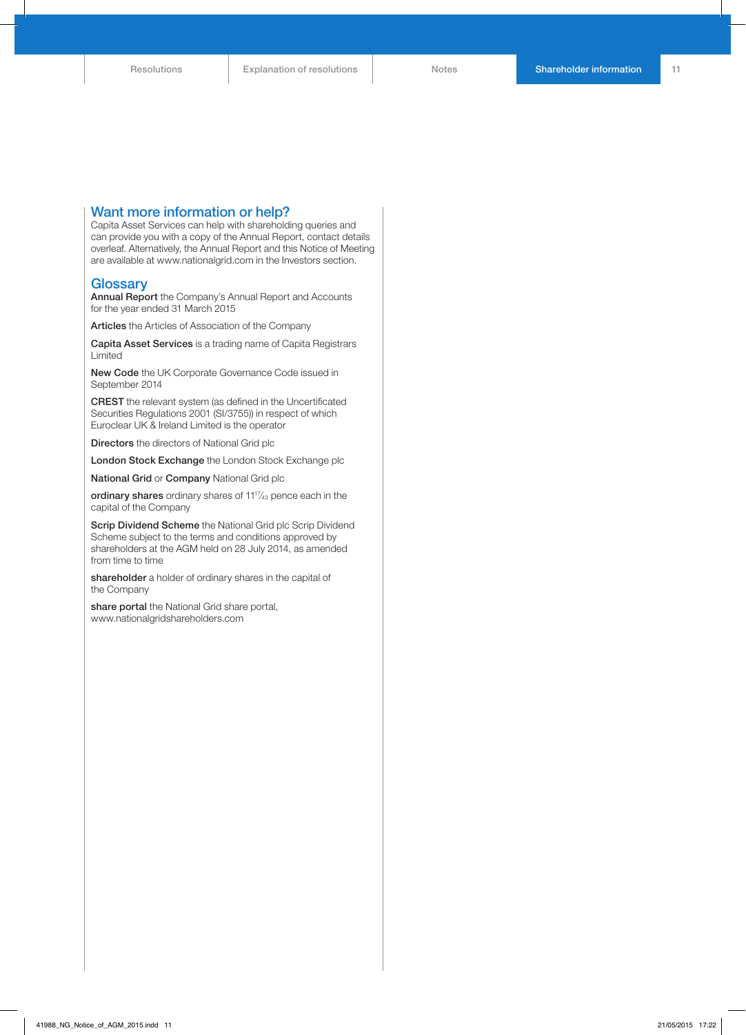## Want more information or help?

Capita Asset Services can help with shareholding queries and can provide you with a copy of the Annual Report, contact details overleaf. Alternatively, the Annual Report and this Notice of Meeting are available at www.nationalgrid.com in the Investors section.

## Glossary

**Annual Report** the Company's Annual Report and Accounts for the year ended 31 March 2015

**Articles** the Articles of Association of the Company

**Capita Asset Services** is a trading name of Capita Registrars Limited

**New Code** the UK Corporate Governance Code issued in September 2014

**CREST** the relevant system (as defined in the Uncertificated Securities Regulations 2001 (SI/3755)) in respect of which Euroclear UK & Ireland Limited is the operator

**Directors** the directors of National Grid plc

**London Stock Exchange** the London Stock Exchange plc

**National Grid** or **Company** National Grid plc

**ordinary shares** ordinary shares of $11\frac{17}{43}$ pence each in the capital of the Company

**Scrip Dividend Scheme** the National Grid plc Scrip Dividend Scheme subject to the terms and conditions approved by shareholders at the AGM held on 28 July 2014, as amended from time to time

**shareholder** a holder of ordinary shares in the capital of the Company

**share portal** the National Grid share portal, www.nationalgridshareholders.com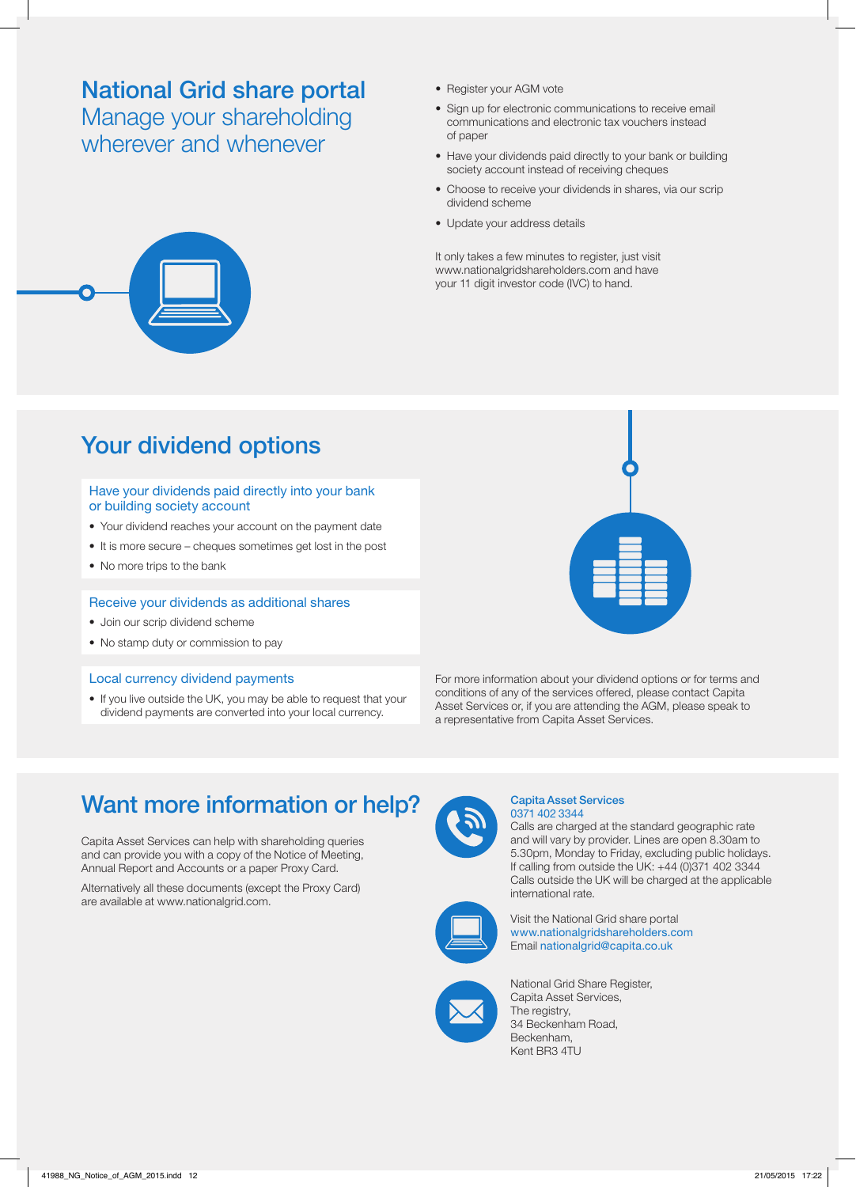## National Grid share portal

Manage your shareholding wherever and whenever

- Register your AGM vote
- Sign up for electronic communications to receive email communications and electronic tax vouchers instead of paper
- Have your dividends paid directly to your bank or building society account instead of receiving cheques
- Choose to receive your dividends in shares, via our scrip dividend scheme
- Update your address details

It only takes a few minutes to register, just visit www.nationalgridshareholders.com and have your 11 digit investor code (IVC) to hand.

## Your dividend options

### Have your dividends paid directly into your bank or building society account

- Your dividend reaches your account on the payment date
- It is more secure – cheques sometimes get lost in the post
- No more trips to the bank

### Receive your dividends as additional shares

- Join our scrip dividend scheme
- No stamp duty or commission to pay

### Local currency dividend payments

- If you live outside the UK, you may be able to request that your dividend payments are converted into your local currency.

For more information about your dividend options or for terms and conditions of any of the services offered, please contact Capita Asset Services or, if you are attending the AGM, please speak to a representative from Capita Asset Services.

## Want more information or help?

Capita Asset Services can help with shareholding queries and can provide you with a copy of the Notice of Meeting, Annual Report and Accounts or a paper Proxy Card.

Alternatively all these documents (except the Proxy Card) are available at www.nationalgrid.com.

**Capita Asset Services**
0371 402 3344
Calls are charged at the standard geographic rate and will vary by provider. Lines are open 8.30am to 5.30pm, Monday to Friday, excluding public holidays. If calling from outside the UK: +44 (0)371 402 3344 Calls outside the UK will be charged at the applicable international rate.

Visit the National Grid share portal
www.nationalgridshareholders.com
Email nationalgrid@capita.co.uk

National Grid Share Register,
Capita Asset Services,
The registry,
34 Beckenham Road,
Beckenham,
Kent BR3 4TU